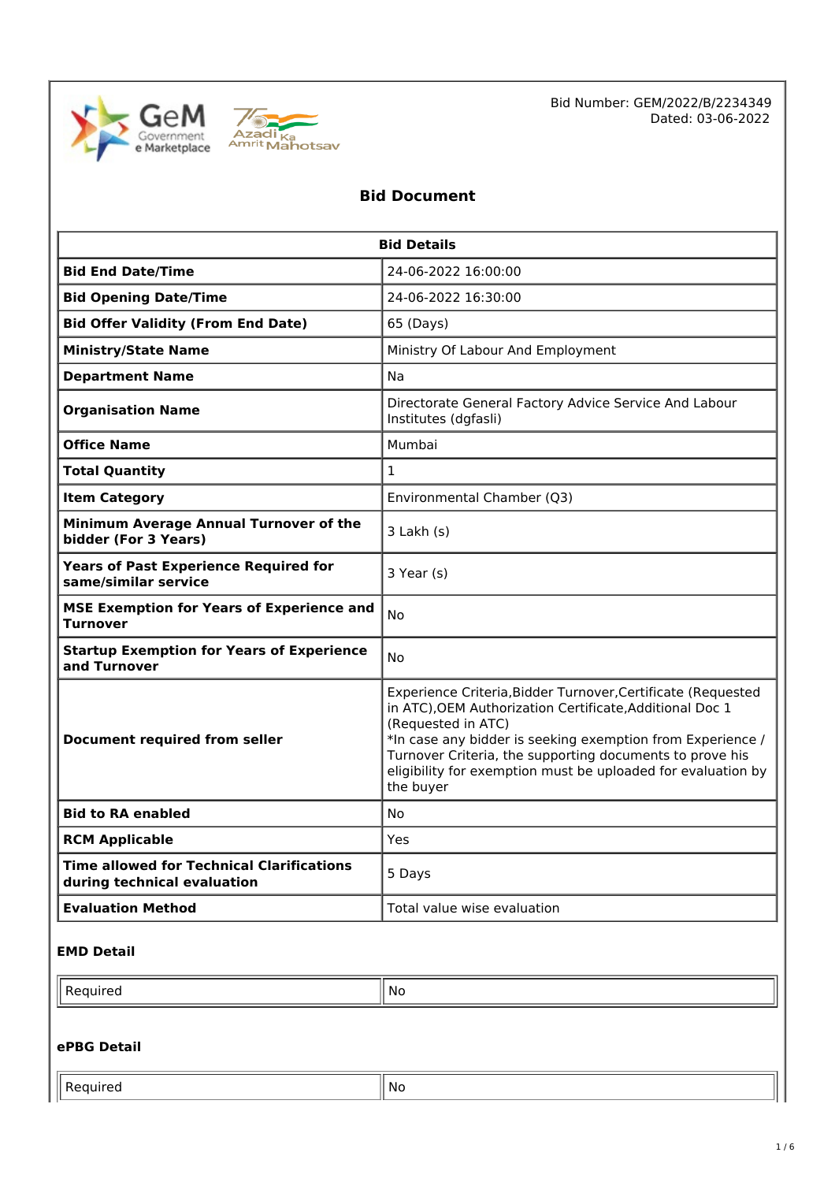Bid Number: GEM/2022/B/2234349
Dated: 03-06-2022

# Bid Document

| Bid Details | |
|---|---|
| **Bid End Date/Time** | 24-06-2022 16:00:00 |
| **Bid Opening Date/Time** | 24-06-2022 16:30:00 |
| **Bid Offer Validity (From End Date)** | 65 (Days) |
| **Ministry/State Name** | Ministry Of Labour And Employment |
| **Department Name** | Na |
| **Organisation Name** | Directorate General Factory Advice Service And Labour Institutes (dgfasli) |
| **Office Name** | Mumbai |
| **Total Quantity** | 1 |
| **Item Category** | Environmental Chamber (Q3) |
| **Minimum Average Annual Turnover of the bidder (For 3 Years)** | 3 Lakh (s) |
| **Years of Past Experience Required for same/similar service** | 3 Year (s) |
| **MSE Exemption for Years of Experience and Turnover** | No |
| **Startup Exemption for Years of Experience and Turnover** | No |
| **Document required from seller** | Experience Criteria,Bidder Turnover,Certificate (Requested in ATC),OEM Authorization Certificate,Additional Doc 1 (Requested in ATC)<br>*In case any bidder is seeking exemption from Experience / Turnover Criteria, the supporting documents to prove his eligibility for exemption must be uploaded for evaluation by the buyer |
| **Bid to RA enabled** | No |
| **RCM Applicable** | Yes |
| **Time allowed for Technical Clarifications during technical evaluation** | 5 Days |
| **Evaluation Method** | Total value wise evaluation |

### EMD Detail

| Required | No |
|---|---|

### ePBG Detail

| Required | No |
|---|---|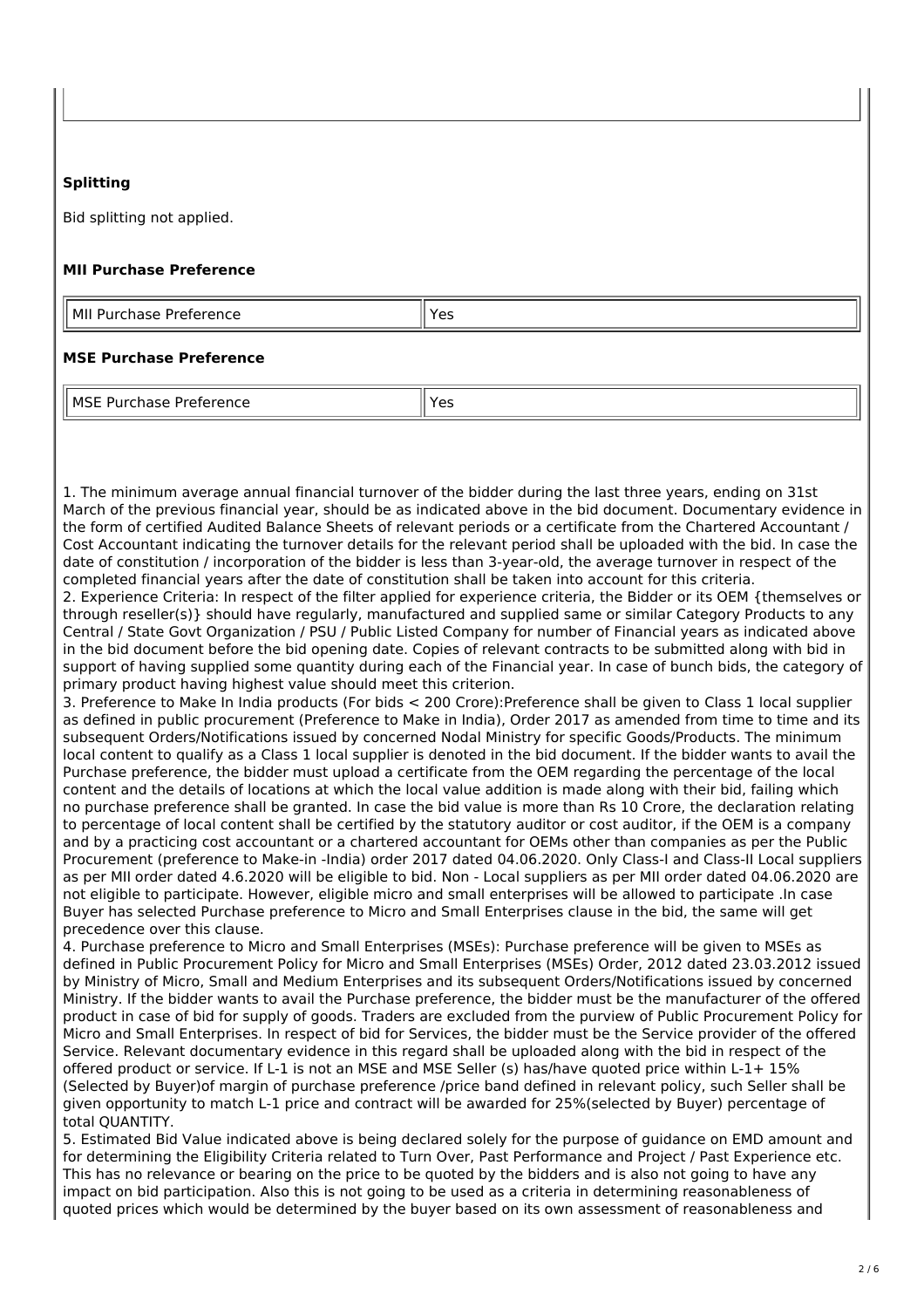**Splitting**

Bid splitting not applied.

**MII Purchase Preference**

| MII Purchase Preference | Yes |
|---|---|

**MSE Purchase Preference**

| MSE Purchase Preference | Yes |
|---|---|

1. The minimum average annual financial turnover of the bidder during the last three years, ending on 31st March of the previous financial year, should be as indicated above in the bid document. Documentary evidence in the form of certified Audited Balance Sheets of relevant periods or a certificate from the Chartered Accountant / Cost Accountant indicating the turnover details for the relevant period shall be uploaded with the bid. In case the date of constitution / incorporation of the bidder is less than 3-year-old, the average turnover in respect of the completed financial years after the date of constitution shall be taken into account for this criteria.
2. Experience Criteria: In respect of the filter applied for experience criteria, the Bidder or its OEM {themselves or through reseller(s)} should have regularly, manufactured and supplied same or similar Category Products to any Central / State Govt Organization / PSU / Public Listed Company for number of Financial years as indicated above in the bid document before the bid opening date. Copies of relevant contracts to be submitted along with bid in support of having supplied some quantity during each of the Financial year. In case of bunch bids, the category of primary product having highest value should meet this criterion.
3. Preference to Make In India products (For bids < 200 Crore):Preference shall be given to Class 1 local supplier as defined in public procurement (Preference to Make in India), Order 2017 as amended from time to time and its subsequent Orders/Notifications issued by concerned Nodal Ministry for specific Goods/Products. The minimum local content to qualify as a Class 1 local supplier is denoted in the bid document. If the bidder wants to avail the Purchase preference, the bidder must upload a certificate from the OEM regarding the percentage of the local content and the details of locations at which the local value addition is made along with their bid, failing which no purchase preference shall be granted. In case the bid value is more than Rs 10 Crore, the declaration relating to percentage of local content shall be certified by the statutory auditor or cost auditor, if the OEM is a company and by a practicing cost accountant or a chartered accountant for OEMs other than companies as per the Public Procurement (preference to Make-in -India) order 2017 dated 04.06.2020. Only Class-I and Class-II Local suppliers as per MII order dated 4.6.2020 will be eligible to bid. Non - Local suppliers as per MII order dated 04.06.2020 are not eligible to participate. However, eligible micro and small enterprises will be allowed to participate .In case Buyer has selected Purchase preference to Micro and Small Enterprises clause in the bid, the same will get precedence over this clause.
4. Purchase preference to Micro and Small Enterprises (MSEs): Purchase preference will be given to MSEs as defined in Public Procurement Policy for Micro and Small Enterprises (MSEs) Order, 2012 dated 23.03.2012 issued by Ministry of Micro, Small and Medium Enterprises and its subsequent Orders/Notifications issued by concerned Ministry. If the bidder wants to avail the Purchase preference, the bidder must be the manufacturer of the offered product in case of bid for supply of goods. Traders are excluded from the purview of Public Procurement Policy for Micro and Small Enterprises. In respect of bid for Services, the bidder must be the Service provider of the offered Service. Relevant documentary evidence in this regard shall be uploaded along with the bid in respect of the offered product or service. If L-1 is not an MSE and MSE Seller (s) has/have quoted price within L-1+ 15% (Selected by Buyer)of margin of purchase preference /price band defined in relevant policy, such Seller shall be given opportunity to match L-1 price and contract will be awarded for 25%(selected by Buyer) percentage of total QUANTITY.
5. Estimated Bid Value indicated above is being declared solely for the purpose of guidance on EMD amount and for determining the Eligibility Criteria related to Turn Over, Past Performance and Project / Past Experience etc. This has no relevance or bearing on the price to be quoted by the bidders and is also not going to have any impact on bid participation. Also this is not going to be used as a criteria in determining reasonableness of quoted prices which would be determined by the buyer based on its own assessment of reasonableness and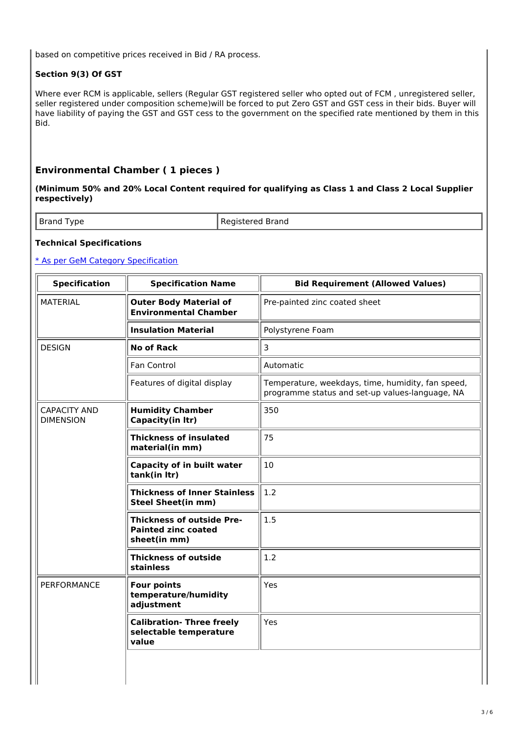based on competitive prices received in Bid / RA process.

**Section 9(3) Of GST**

Where ever RCM is applicable, sellers (Regular GST registered seller who opted out of FCM , unregistered seller, seller registered under composition scheme)will be forced to put Zero GST and GST cess in their bids. Buyer will have liability of paying the GST and GST cess to the government on the specified rate mentioned by them in this Bid.

## Environmental Chamber ( 1 pieces )

**(Minimum 50% and 20% Local Content required for qualifying as Class 1 and Class 2 Local Supplier respectively)**

| Brand Type | Registered Brand |
|---|---|

**Technical Specifications**

[* As per GeM Category Specification]

| Specification | Specification Name | Bid Requirement (Allowed Values) |
|---|---|---|
| MATERIAL | **Outer Body Material of Environmental Chamber** | Pre-painted zinc coated sheet |
| | **Insulation Material** | Polystyrene Foam |
| DESIGN | **No of Rack** | 3 |
| | Fan Control | Automatic |
| | Features of digital display | Temperature, weekdays, time, humidity, fan speed, programme status and set-up values-language, NA |
| CAPACITY AND DIMENSION | **Humidity Chamber Capacity(in ltr)** | 350 |
| | **Thickness of insulated material(in mm)** | 75 |
| | **Capacity of in built water tank(in ltr)** | 10 |
| | **Thickness of Inner Stainless Steel Sheet(in mm)** | 1.2 |
| | **Thickness of outside Pre-Painted zinc coated sheet(in mm)** | 1.5 |
| | **Thickness of outside stainless** | 1.2 |
| PERFORMANCE | **Four points temperature/humidity adjustment** | Yes |
| | **Calibration- Three freely selectable temperature value** | Yes |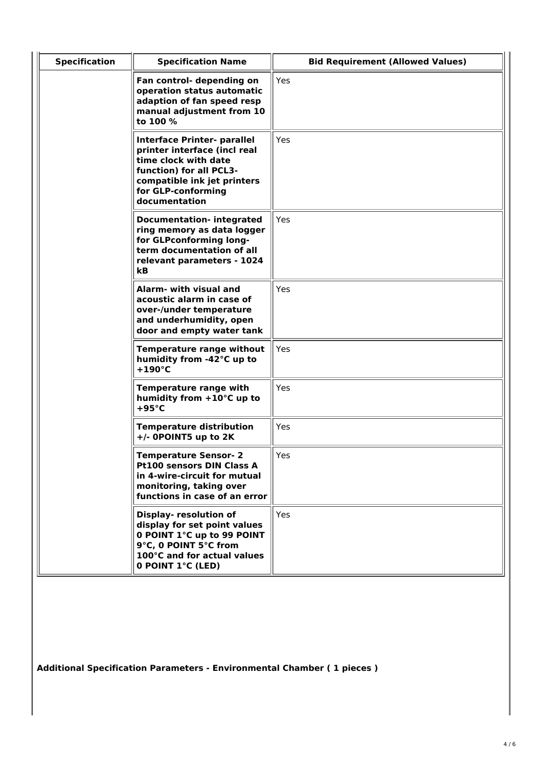| Specification | Specification Name | Bid Requirement (Allowed Values) |
| --- | --- | --- |
| | **Fan control- depending on operation status automatic adaption of fan speed resp manual adjustment from 10 to 100 %** | Yes |
| | **Interface Printer- parallel printer interface (incl real time clock with date function) for all PCL3-compatible ink jet printers for GLP-conforming documentation** | Yes |
| | **Documentation- integrated ring memory as data logger for GLPconforming long-term documentation of all relevant parameters - 1024 kB** | Yes |
| | **Alarm- with visual and acoustic alarm in case of over-/under temperature and underhumidity, open door and empty water tank** | Yes |
| | **Temperature range without humidity from -42°C up to +190°C** | Yes |
| | **Temperature range with humidity from +10°C up to +95°C** | Yes |
| | **Temperature distribution +/- 0POINT5 up to 2K** | Yes |
| | **Temperature Sensor- 2 Pt100 sensors DIN Class A in 4-wire-circuit for mutual monitoring, taking over functions in case of an error** | Yes |
| | **Display- resolution of display for set point values 0 POINT 1°C up to 99 POINT 9°C, 0 POINT 5°C from 100°C and for actual values 0 POINT 1°C (LED)** | Yes |

**Additional Specification Parameters - Environmental Chamber ( 1 pieces )**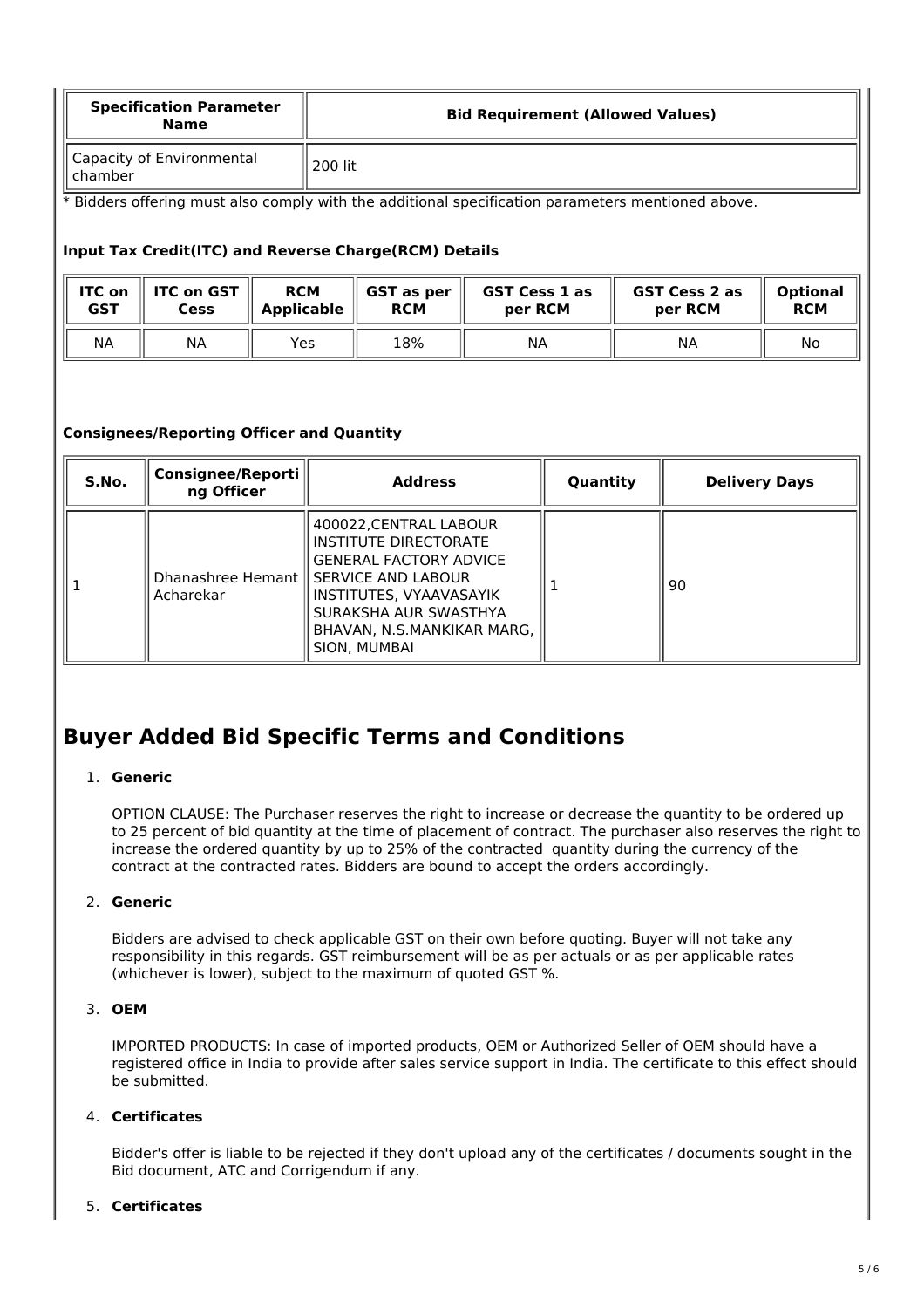| Specification Parameter Name | Bid Requirement (Allowed Values) |
|---|---|
| Capacity of Environmental chamber | 200 lit |

* Bidders offering must also comply with the additional specification parameters mentioned above.

### Input Tax Credit(ITC) and Reverse Charge(RCM) Details

| ITC on GST | ITC on GST Cess | RCM Applicable | GST as per RCM | GST Cess 1 as per RCM | GST Cess 2 as per RCM | Optional RCM |
|---|---|---|---|---|---|---|
| NA | NA | Yes | 18% | NA | NA | No |

### Consignees/Reporting Officer and Quantity

| S.No. | Consignee/Reporting Officer | Address | Quantity | Delivery Days |
|---|---|---|---|---|
| 1 | Dhanashree Hemant Acharekar | 400022,CENTRAL LABOUR INSTITUTE DIRECTORATE GENERAL FACTORY ADVICE SERVICE AND LABOUR INSTITUTES, VYAAVASAYIK SURAKSHA AUR SWASTHYA BHAVAN, N.S.MANKIKAR MARG, SION, MUMBAI | 1 | 90 |

## Buyer Added Bid Specific Terms and Conditions

1. **Generic**

   OPTION CLAUSE: The Purchaser reserves the right to increase or decrease the quantity to be ordered up to 25 percent of bid quantity at the time of placement of contract. The purchaser also reserves the right to increase the ordered quantity by up to 25% of the contracted quantity during the currency of the contract at the contracted rates. Bidders are bound to accept the orders accordingly.

2. **Generic**

   Bidders are advised to check applicable GST on their own before quoting. Buyer will not take any responsibility in this regards. GST reimbursement will be as per actuals or as per applicable rates (whichever is lower), subject to the maximum of quoted GST %.

3. **OEM**

   IMPORTED PRODUCTS: In case of imported products, OEM or Authorized Seller of OEM should have a registered office in India to provide after sales service support in India. The certificate to this effect should be submitted.

4. **Certificates**

   Bidder's offer is liable to be rejected if they don't upload any of the certificates / documents sought in the Bid document, ATC and Corrigendum if any.

5. **Certificates**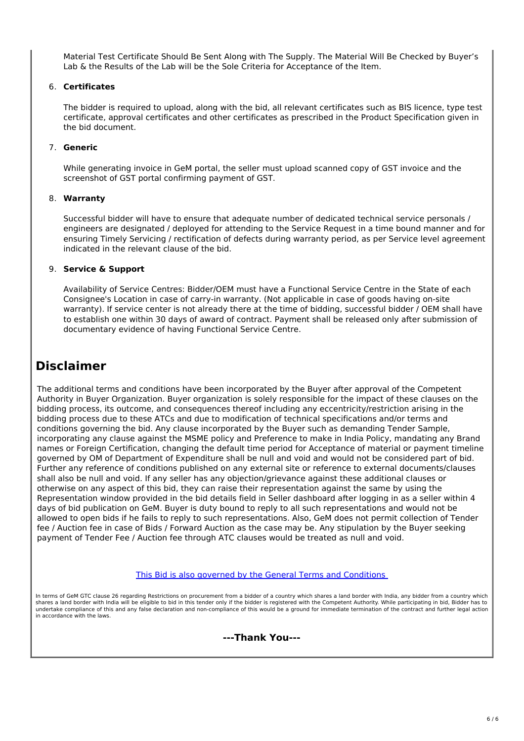Material Test Certificate Should Be Sent Along with The Supply. The Material Will Be Checked by Buyer's Lab & the Results of the Lab will be the Sole Criteria for Acceptance of the Item.

6. **Certificates**

   The bidder is required to upload, along with the bid, all relevant certificates such as BIS licence, type test certificate, approval certificates and other certificates as prescribed in the Product Specification given in the bid document.

7. **Generic**

   While generating invoice in GeM portal, the seller must upload scanned copy of GST invoice and the screenshot of GST portal confirming payment of GST.

8. **Warranty**

   Successful bidder will have to ensure that adequate number of dedicated technical service personals / engineers are designated / deployed for attending to the Service Request in a time bound manner and for ensuring Timely Servicing / rectification of defects during warranty period, as per Service level agreement indicated in the relevant clause of the bid.

9. **Service & Support**

   Availability of Service Centres: Bidder/OEM must have a Functional Service Centre in the State of each Consignee's Location in case of carry-in warranty. (Not applicable in case of goods having on-site warranty). If service center is not already there at the time of bidding, successful bidder / OEM shall have to establish one within 30 days of award of contract. Payment shall be released only after submission of documentary evidence of having Functional Service Centre.

# Disclaimer

The additional terms and conditions have been incorporated by the Buyer after approval of the Competent Authority in Buyer Organization. Buyer organization is solely responsible for the impact of these clauses on the bidding process, its outcome, and consequences thereof including any eccentricity/restriction arising in the bidding process due to these ATCs and due to modification of technical specifications and/or terms and conditions governing the bid. Any clause incorporated by the Buyer such as demanding Tender Sample, incorporating any clause against the MSME policy and Preference to make in India Policy, mandating any Brand names or Foreign Certification, changing the default time period for Acceptance of material or payment timeline governed by OM of Department of Expenditure shall be null and void and would not be considered part of bid. Further any reference of conditions published on any external site or reference to external documents/clauses shall also be null and void. If any seller has any objection/grievance against these additional clauses or otherwise on any aspect of this bid, they can raise their representation against the same by using the Representation window provided in the bid details field in Seller dashboard after logging in as a seller within 4 days of bid publication on GeM. Buyer is duty bound to reply to all such representations and would not be allowed to open bids if he fails to reply to such representations. Also, GeM does not permit collection of Tender fee / Auction fee in case of Bids / Forward Auction as the case may be. Any stipulation by the Buyer seeking payment of Tender Fee / Auction fee through ATC clauses would be treated as null and void.

This Bid is also governed by the General Terms and Conditions

In terms of GeM GTC clause 26 regarding Restrictions on procurement from a bidder of a country which shares a land border with India, any bidder from a country which shares a land border with India will be eligible to bid in this tender only if the bidder is registered with the Competent Authority. While participating in bid, Bidder has to undertake compliance of this and any false declaration and non-compliance of this would be a ground for immediate termination of the contract and further legal action in accordance with the laws.

**---Thank You---**